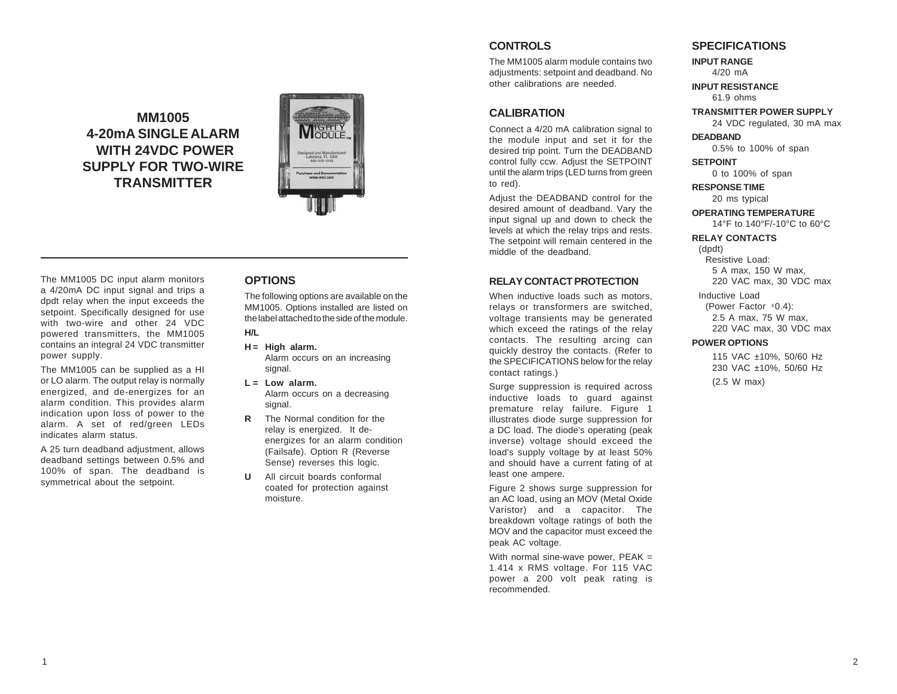# MM1005
# 4-20mA SINGLE ALARM WITH 24VDC POWER SUPPLY FOR TWO-WIRE TRANSMITTER

The MM1005 DC input alarm monitors a 4/20mA DC input signal and trips a dpdt relay when the input exceeds the setpoint. Specifically designed for use with two-wire and other 24 VDC powered transmitters, the MM1005 contains an integral 24 VDC transmitter power supply.

The MM1005 can be supplied as a HI or LO alarm. The output relay is normally energized, and de-energizes for an alarm condition. This provides alarm indication upon loss of power to the alarm. A set of red/green LEDs indicates alarm status.

A 25 turn deadband adjustment, allows deadband settings between 0.5% and 100% of span. The deadband is symmetrical about the setpoint.

## OPTIONS

The following options are available on the MM1005. Options installed are listed on the label attached to the side of the module.

**H/L**

- **H = High alarm.** Alarm occurs on an increasing signal.
- **L = Low alarm.** Alarm occurs on a decreasing signal.
- **R** The Normal condition for the relay is energized. It de-energizes for an alarm condition (Failsafe). Option R (Reverse Sense) reverses this logic.
- **U** All circuit boards conformal coated for protection against moisture.

## CONTROLS

The MM1005 alarm module contains two adjustments: setpoint and deadband. No other calibrations are needed.

## CALIBRATION

Connect a 4/20 mA calibration signal to the module input and set it for the desired trip point. Turn the DEADBAND control fully ccw. Adjust the SETPOINT until the alarm trips (LED turns from green to red).

Adjust the DEADBAND control for the desired amount of deadband. Vary the input signal up and down to check the levels at which the relay trips and rests. The setpoint will remain centered in the middle of the deadband.

## RELAY CONTACT PROTECTION

When inductive loads such as motors, relays or transformers are switched, voltage transients may be generated which exceed the ratings of the relay contacts. The resulting arcing can quickly destroy the contacts. (Refer to the SPECIFICATIONS below for the relay contact ratings.)

Surge suppression is required across inductive loads to guard against premature relay failure. Figure 1 illustrates diode surge suppression for a DC load. The diode's operating (peak inverse) voltage should exceed the load's supply voltage by at least 50% and should have a current fating of at least one ampere.

Figure 2 shows surge suppression for an AC load, using an MOV (Metal Oxide Varistor) and a capacitor. The breakdown voltage ratings of both the MOV and the capacitor must exceed the peak AC voltage.

With normal sine-wave power, PEAK = 1.414 x RMS voltage. For 115 VAC power a 200 volt peak rating is recommended.

## SPECIFICATIONS

**INPUT RANGE**
4/20 mA

**INPUT RESISTANCE**
61.9 ohms

**TRANSMITTER POWER SUPPLY**
24 VDC regulated, 30 mA max

**DEADBAND**
0.5% to 100% of span

**SETPOINT**
0 to 100% of span

**RESPONSE TIME**
20 ms typical

**OPERATING TEMPERATURE**
14°F to 140°F/-10°C to 60°C

**RELAY CONTACTS**
(dpdt)
Resistive Load:
5 A max, 150 W max,
220 VAC max, 30 VDC max

Inductive Load
(Power Factor ≥0.4):
2.5 A max, 75 W max,
220 VAC max, 30 VDC max

**POWER OPTIONS**
115 VAC ±10%, 50/60 Hz
230 VAC ±10%, 50/60 Hz
(2.5 W max)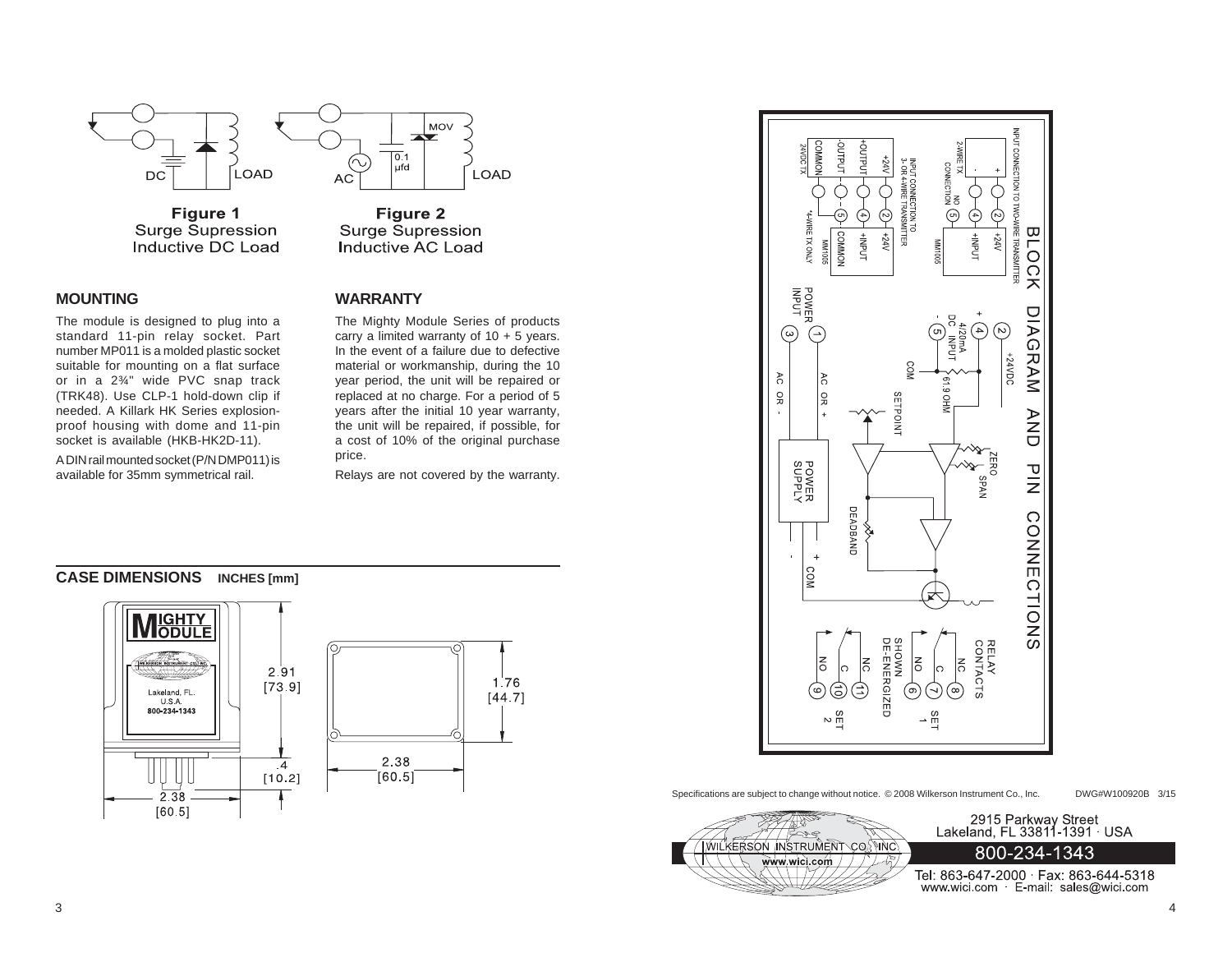Figure 1
Surge Supression
Inductive DC Load

Figure 2
Surge Supression
Inductive AC Load

## MOUNTING

The module is designed to plug into a standard 11-pin relay socket. Part number MP011 is a molded plastic socket suitable for mounting on a flat surface or in a 2¾" wide PVC snap track (TRK48). Use CLP-1 hold-down clip if needed. A Killark HK Series explosion-proof housing with dome and 11-pin socket is available (HKB-HK2D-11).

A DIN rail mounted socket (P/N DMP011) is available for 35mm symmetrical rail.

## WARRANTY

The Mighty Module Series of products carry a limited warranty of 10 + 5 years. In the event of a failure due to defective material or workmanship, during the 10 year period, the unit will be repaired or replaced at no charge. For a period of 5 years after the initial 10 year warranty, the unit will be repaired, if possible, for a cost of 10% of the original purchase price.

Relays are not covered by the warranty.

## CASE DIMENSIONS INCHES [mm]

2.91
[73.9]

.4
[10.2]

2.38
[60.5]

1.76
[44.7]

2.38
[60.5]

## BLOCK DIAGRAM AND PIN CONNECTIONS

INPUT CONNECTION TO TWO-WIRE TRANSMITTER

2-WIRE TX
NO CONNECTION
+24V
+INPUT
MM1005

INPUT CONNECTION TO 3- OR 4-WIRE TRANSMITTER

+24V
+OUTPUT
-OUTPUT
COMMON
24VDC TX
+24V
+INPUT
COMMON
MM1005
*4-WIRE TX ONLY

+24VDC
4/20mA DC INPUT
61.9 OHM
COM
SETPOINT
ZERO
SPAN
DEADBAND

POWER INPUT
AC OR +
AC OR -
POWER SUPPLY
+ COM
-

RELAY CONTACTS
SHOWN DE-ENERGIZED
NC C NO (8) (7) (6) SET 1
NC C NO (11) (10) (9) SET 2

Specifications are subject to change without notice. © 2008 Wilkerson Instrument Co., Inc. DWG#W100920B 3/15

WILKERSON INSTRUMENT CO., INC.
www.wici.com

2915 Parkway Street
Lakeland, FL 33811-1391 · USA
800-234-1343
Tel: 863-647-2000 · Fax: 863-644-5318
www.wici.com · E-mail: sales@wici.com